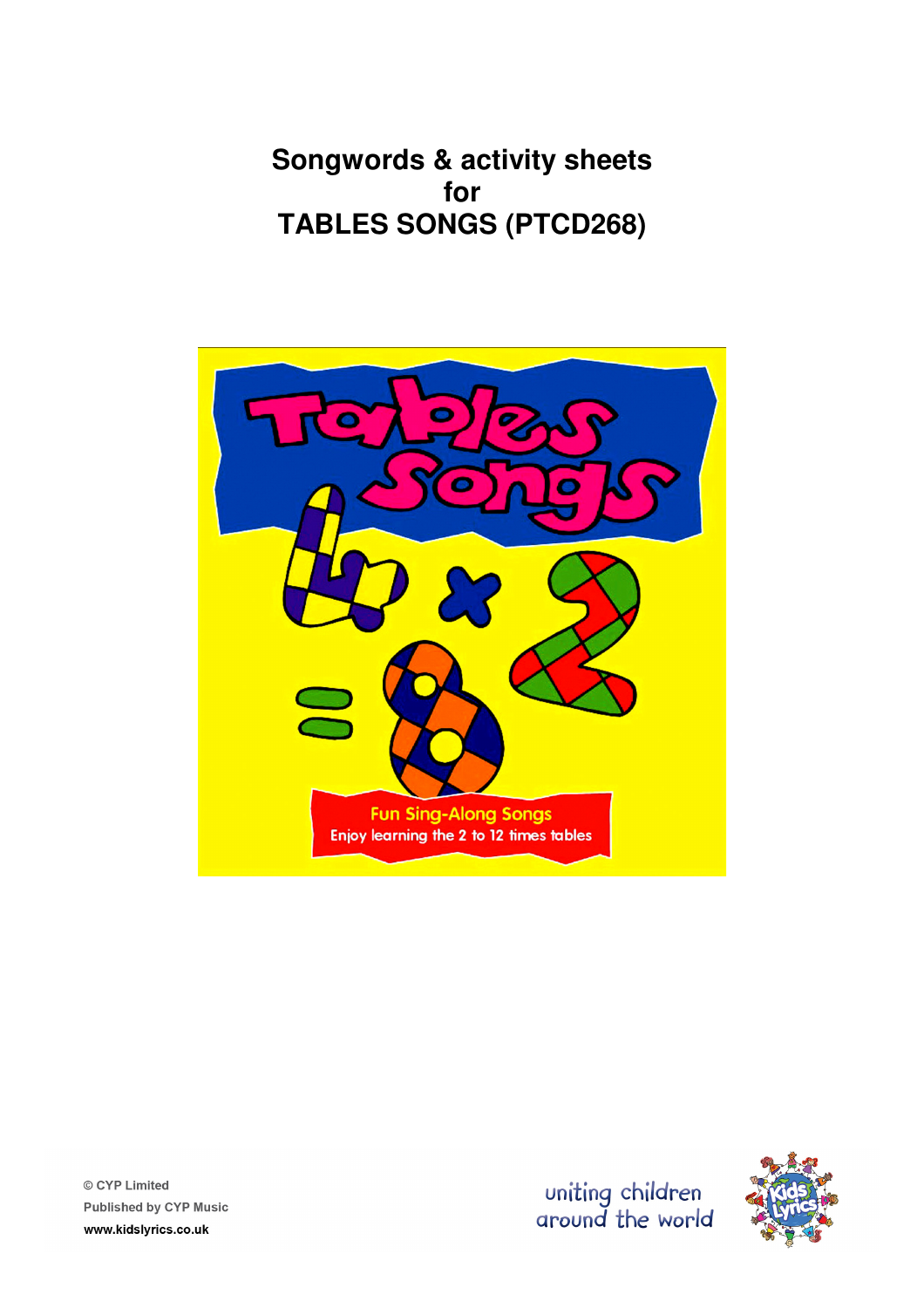# Songwords & activity sheets
# for
# TABLES SONGS (PTCD268)

© CYP Limited
Published by CYP Music
www.kidslyrics.co.uk

uniting children around the world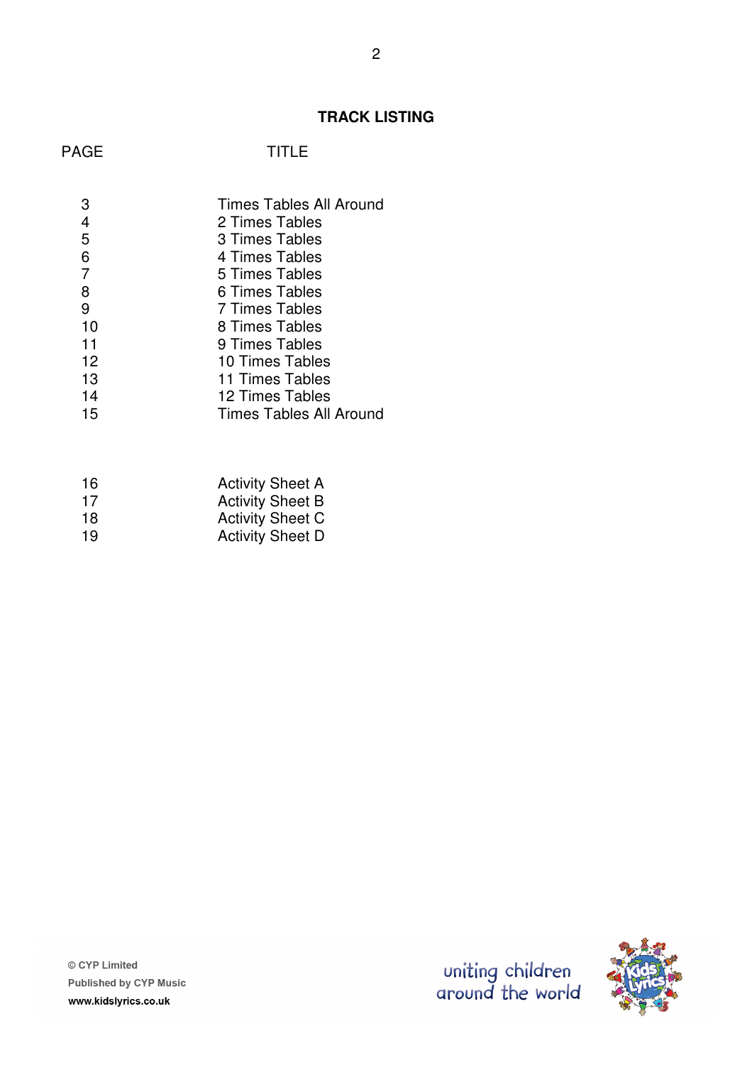## TRACK LISTING

| PAGE | TITLE |
|---|---|
| 3 | Times Tables All Around |
| 4 | 2 Times Tables |
| 5 | 3 Times Tables |
| 6 | 4 Times Tables |
| 7 | 5 Times Tables |
| 8 | 6 Times Tables |
| 9 | 7 Times Tables |
| 10 | 8 Times Tables |
| 11 | 9 Times Tables |
| 12 | 10 Times Tables |
| 13 | 11 Times Tables |
| 14 | 12 Times Tables |
| 15 | Times Tables All Around |
| | |
| 16 | Activity Sheet A |
| 17 | Activity Sheet B |
| 18 | Activity Sheet C |
| 19 | Activity Sheet D |

© CYP Limited
Published by CYP Music
www.kidslyrics.co.uk

uniting children around the world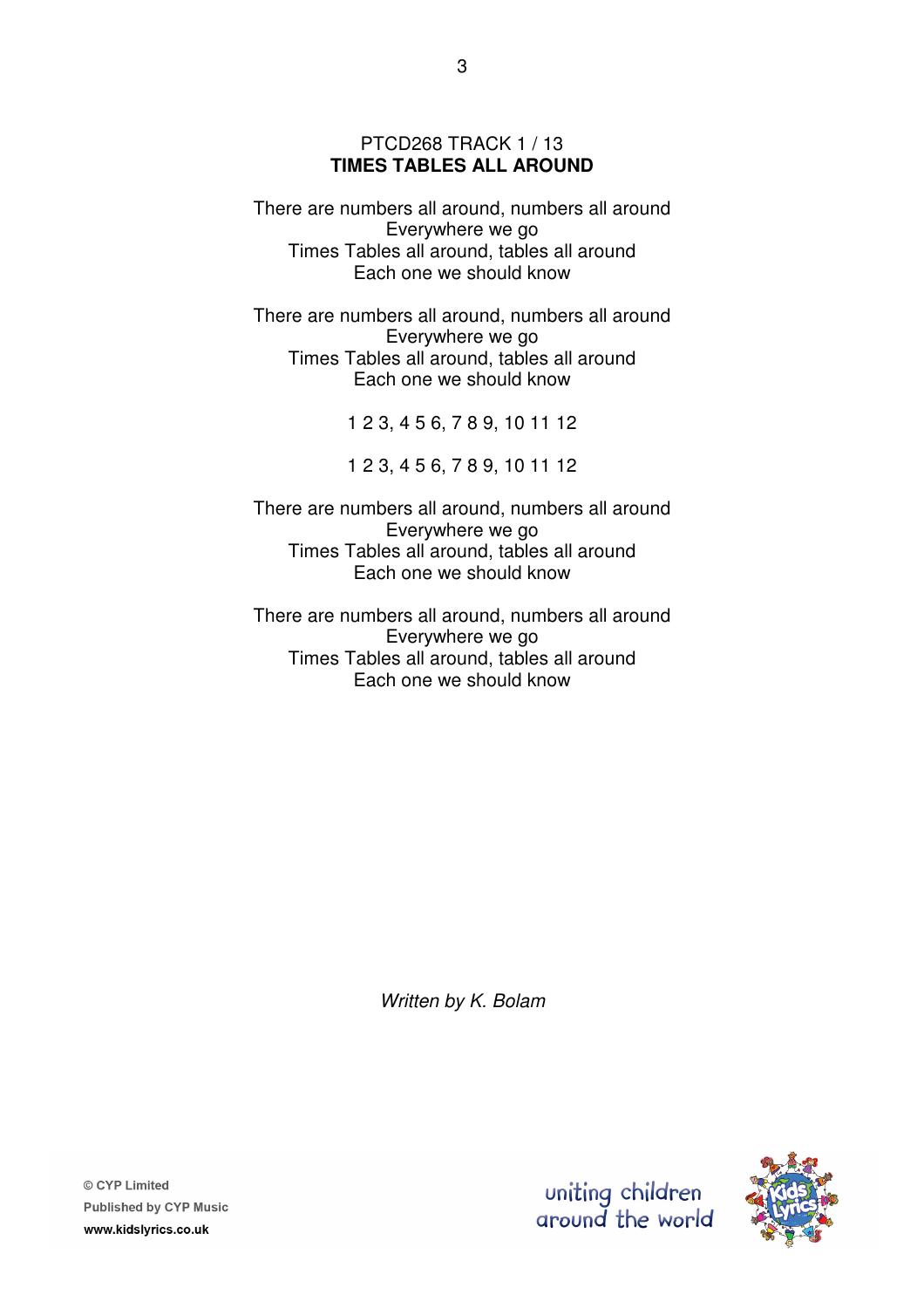PTCD268 TRACK 1 / 13

## TIMES TABLES ALL AROUND

There are numbers all around, numbers all around  
Everywhere we go  
Times Tables all around, tables all around  
Each one we should know

There are numbers all around, numbers all around  
Everywhere we go  
Times Tables all around, tables all around  
Each one we should know

1 2 3, 4 5 6, 7 8 9, 10 11 12

1 2 3, 4 5 6, 7 8 9, 10 11 12

There are numbers all around, numbers all around  
Everywhere we go  
Times Tables all around, tables all around  
Each one we should know

There are numbers all around, numbers all around  
Everywhere we go  
Times Tables all around, tables all around  
Each one we should know

*Written by K. Bolam*

© CYP Limited  
Published by CYP Music  
www.kidslyrics.co.uk

uniting children around the world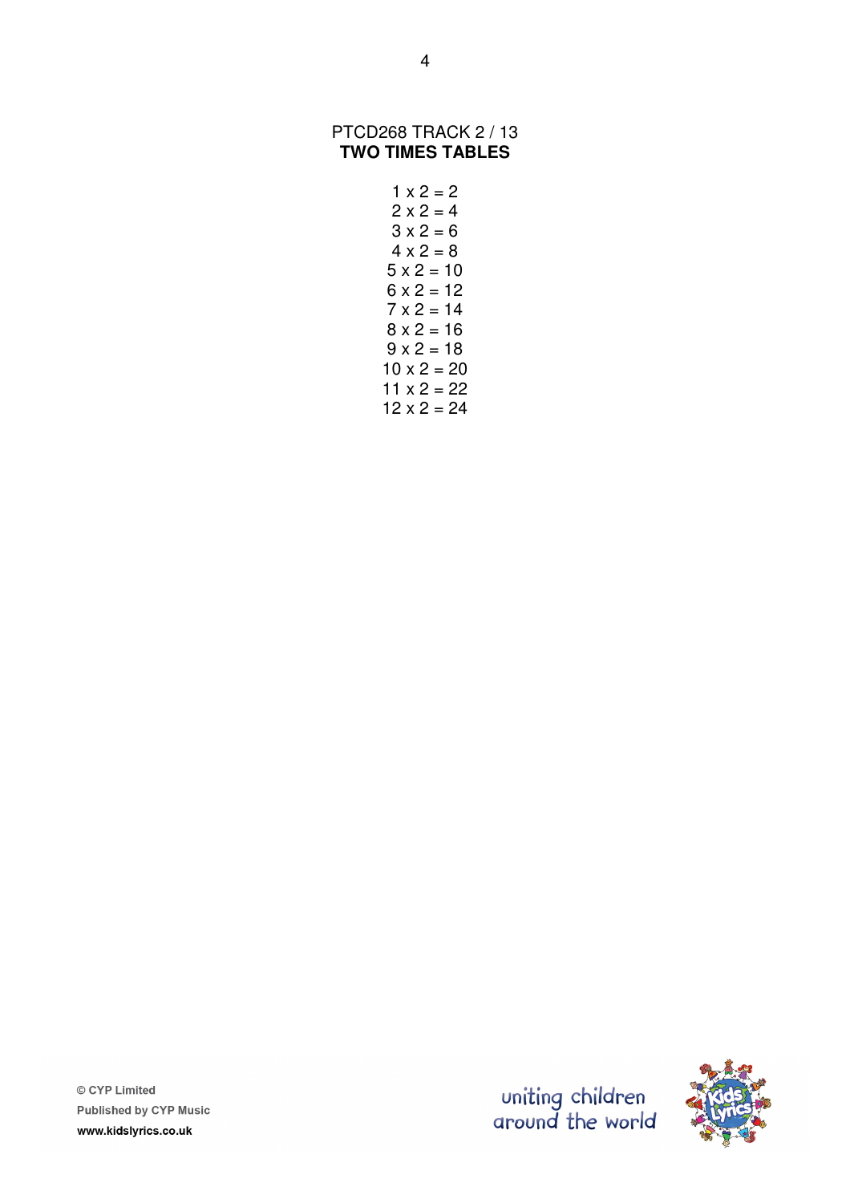PTCD268 TRACK 2 / 13

**TWO TIMES TABLES**

$1 \times 2 = 2$
$2 \times 2 = 4$
$3 \times 2 = 6$
$4 \times 2 = 8$
$5 \times 2 = 10$
$6 \times 2 = 12$
$7 \times 2 = 14$
$8 \times 2 = 16$
$9 \times 2 = 18$
$10 \times 2 = 20$
$11 \times 2 = 22$
$12 \times 2 = 24$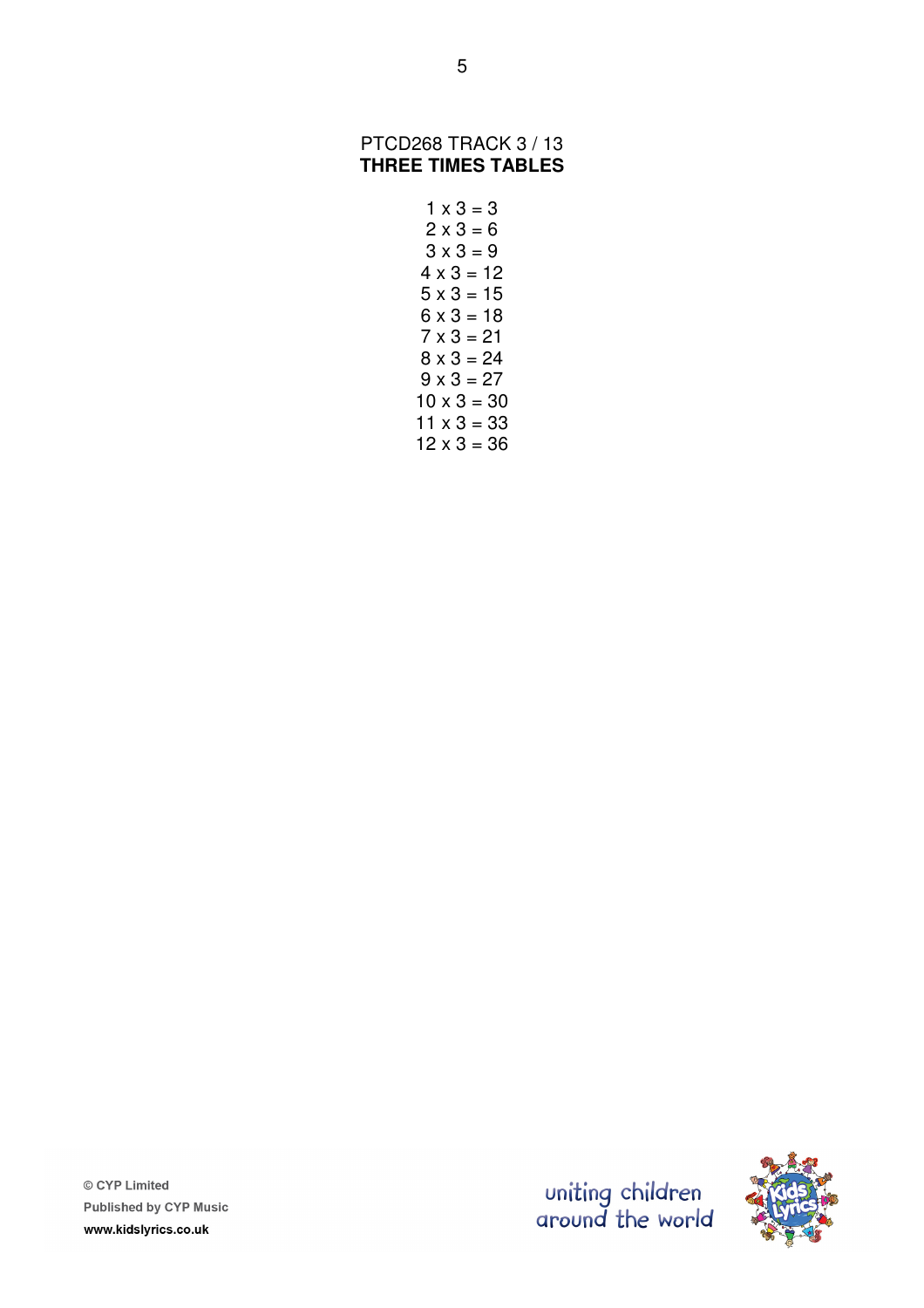PTCD268 TRACK 3 / 13

**THREE TIMES TABLES**

1 x 3 = 3
2 x 3 = 6
3 x 3 = 9
4 x 3 = 12
5 x 3 = 15
6 x 3 = 18
7 x 3 = 21
8 x 3 = 24
9 x 3 = 27
10 x 3 = 30
11 x 3 = 33
12 x 3 = 36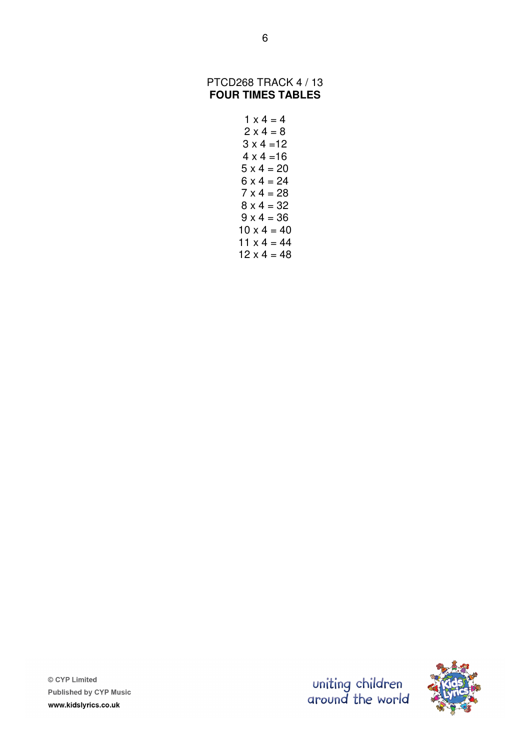PTCD268 TRACK 4 / 13

## FOUR TIMES TABLES

1 x 4 = 4
2 x 4 = 8
3 x 4 =12
4 x 4 =16
5 x 4 = 20
6 x 4 = 24
7 x 4 = 28
8 x 4 = 32
9 x 4 = 36
10 x 4 = 40
11 x 4 = 44
12 x 4 = 48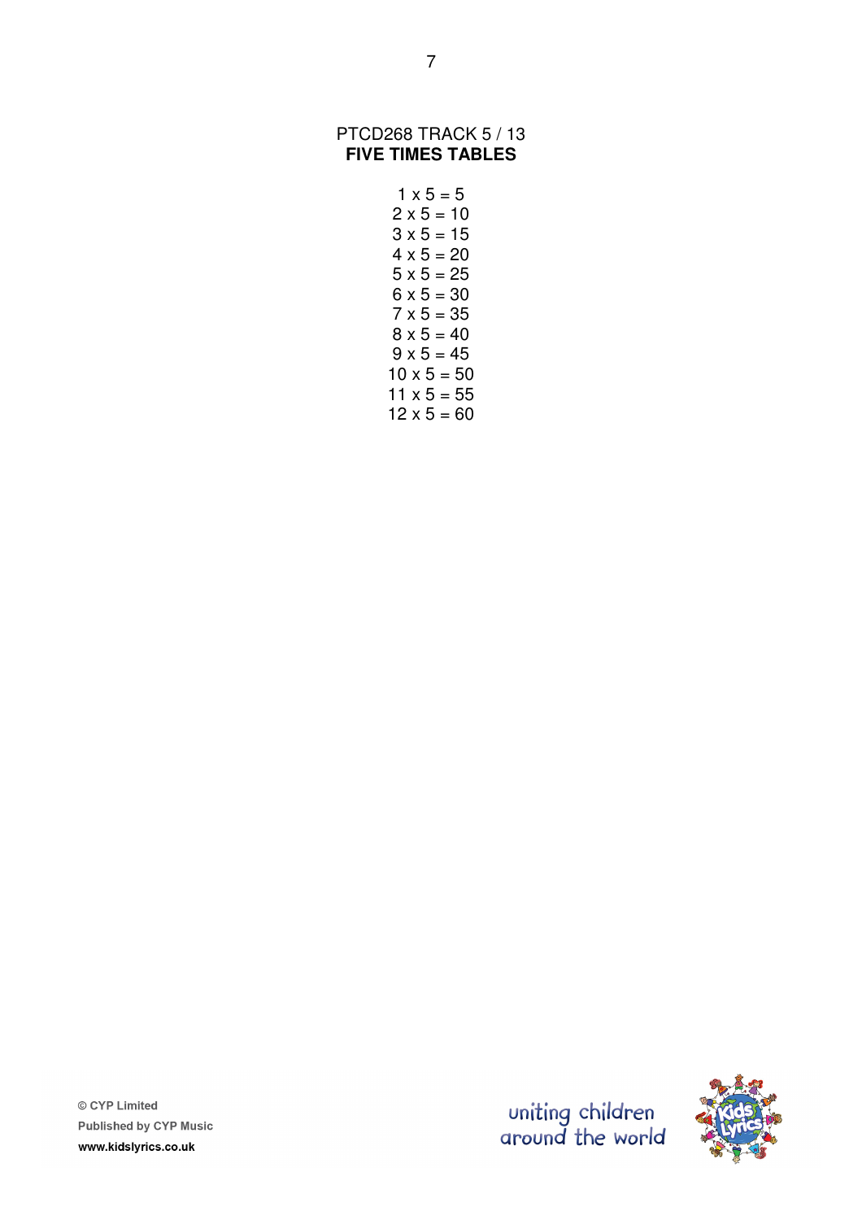PTCD268 TRACK 5 / 13

**FIVE TIMES TABLES**

1 x 5 = 5
2 x 5 = 10
3 x 5 = 15
4 x 5 = 20
5 x 5 = 25
6 x 5 = 30
7 x 5 = 35
8 x 5 = 40
9 x 5 = 45
10 x 5 = 50
11 x 5 = 55
12 x 5 = 60

© CYP Limited
Published by CYP Music
www.kidslyrics.co.uk

uniting children around the world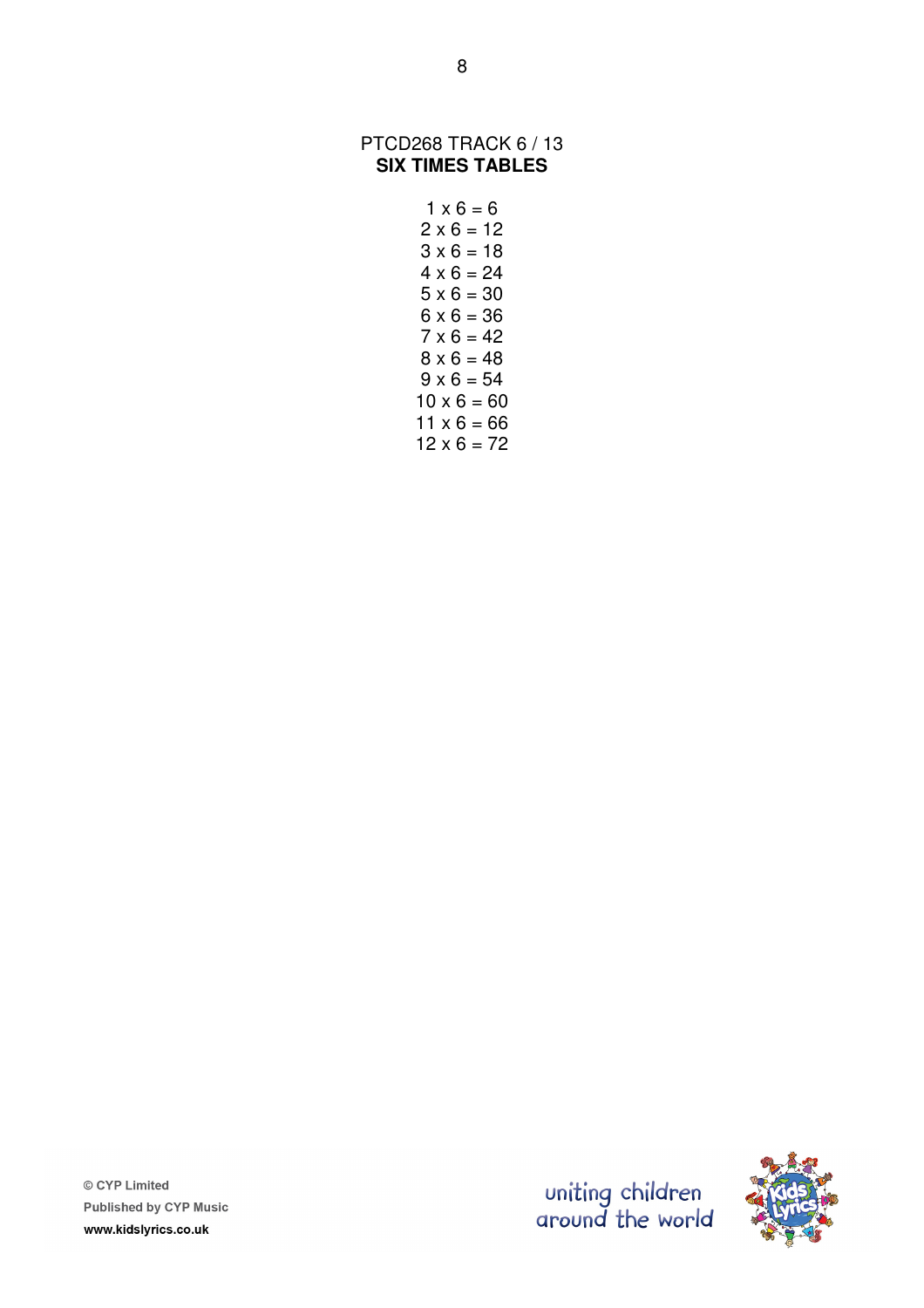PTCD268 TRACK 6 / 13

**SIX TIMES TABLES**

$1 \times 6 = 6$
$2 \times 6 = 12$
$3 \times 6 = 18$
$4 \times 6 = 24$
$5 \times 6 = 30$
$6 \times 6 = 36$
$7 \times 6 = 42$
$8 \times 6 = 48$
$9 \times 6 = 54$
$10 \times 6 = 60$
$11 \times 6 = 66$
$12 \times 6 = 72$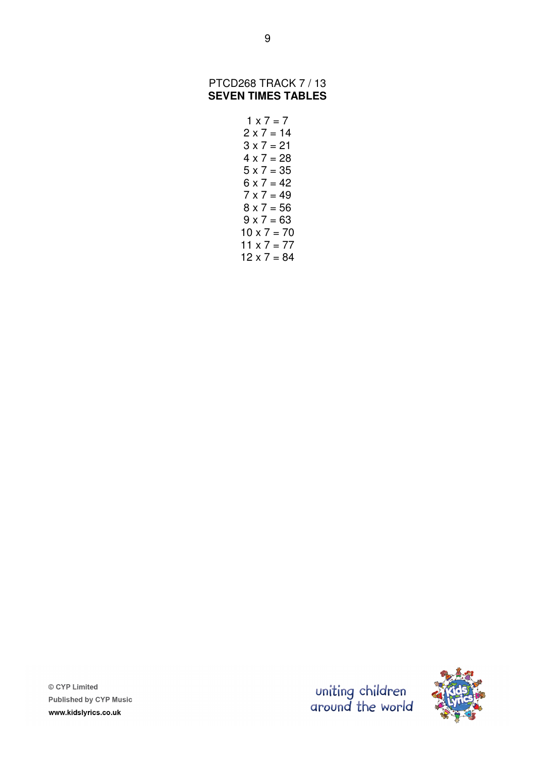PTCD268 TRACK 7 / 13

**SEVEN TIMES TABLES**

1 x 7 = 7
2 x 7 = 14
3 x 7 = 21
4 x 7 = 28
5 x 7 = 35
6 x 7 = 42
7 x 7 = 49
8 x 7 = 56
9 x 7 = 63
10 x 7 = 70
11 x 7 = 77
12 x 7 = 84

© CYP Limited
Published by CYP Music
www.kidslyrics.co.uk

uniting children around the world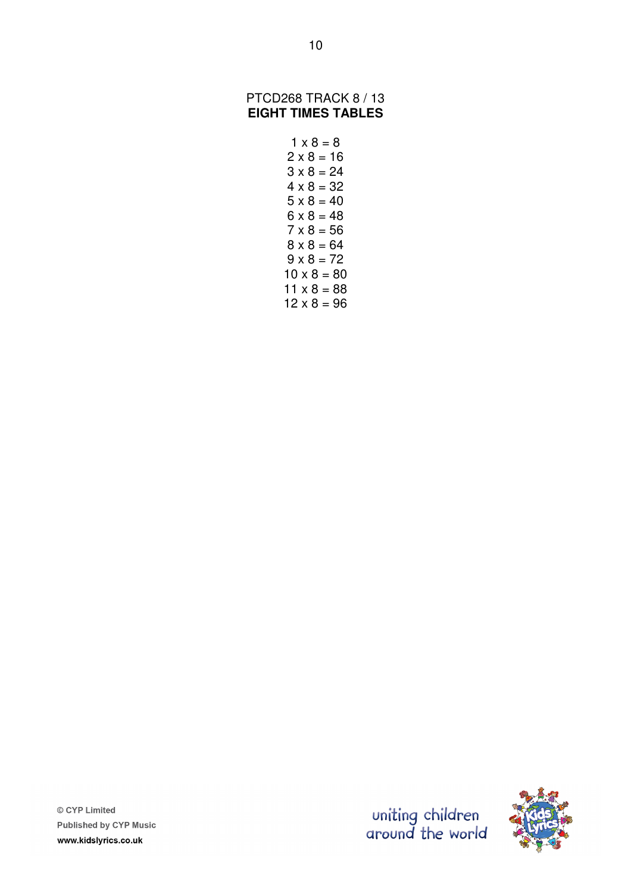PTCD268 TRACK 8 / 13

## EIGHT TIMES TABLES

1 x 8 = 8  
2 x 8 = 16  
3 x 8 = 24  
4 x 8 = 32  
5 x 8 = 40  
6 x 8 = 48  
7 x 8 = 56  
8 x 8 = 64  
9 x 8 = 72  
10 x 8 = 80  
11 x 8 = 88  
12 x 8 = 96

© CYP Limited  
Published by CYP Music  
www.kidslyrics.co.uk

uniting children around the world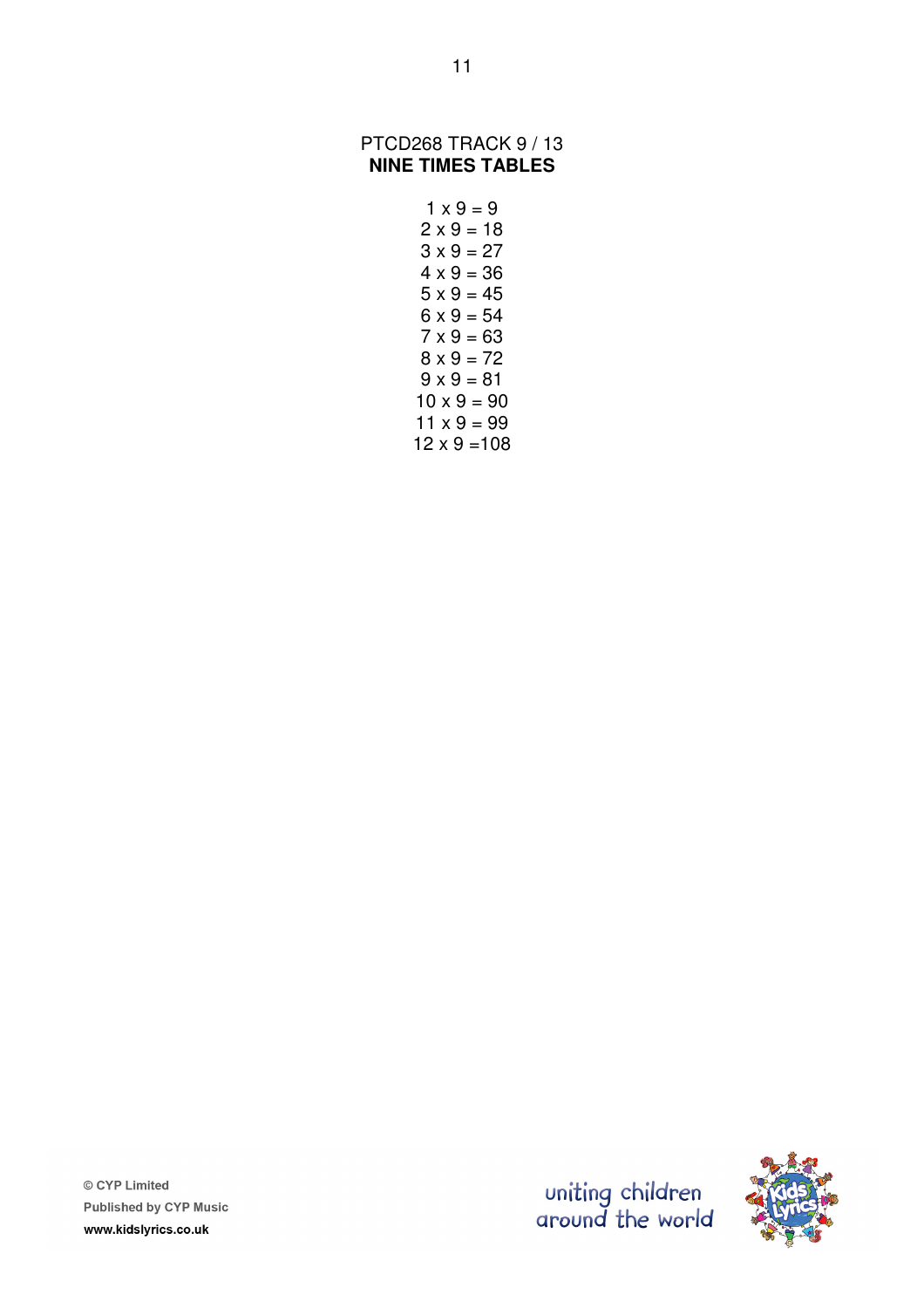PTCD268 TRACK 9 / 13

**NINE TIMES TABLES**

1 x 9 = 9
2 x 9 = 18
3 x 9 = 27
4 x 9 = 36
5 x 9 = 45
6 x 9 = 54
7 x 9 = 63
8 x 9 = 72
9 x 9 = 81
10 x 9 = 90
11 x 9 = 99
12 x 9 =108

© CYP Limited
Published by CYP Music
www.kidslyrics.co.uk

uniting children around the world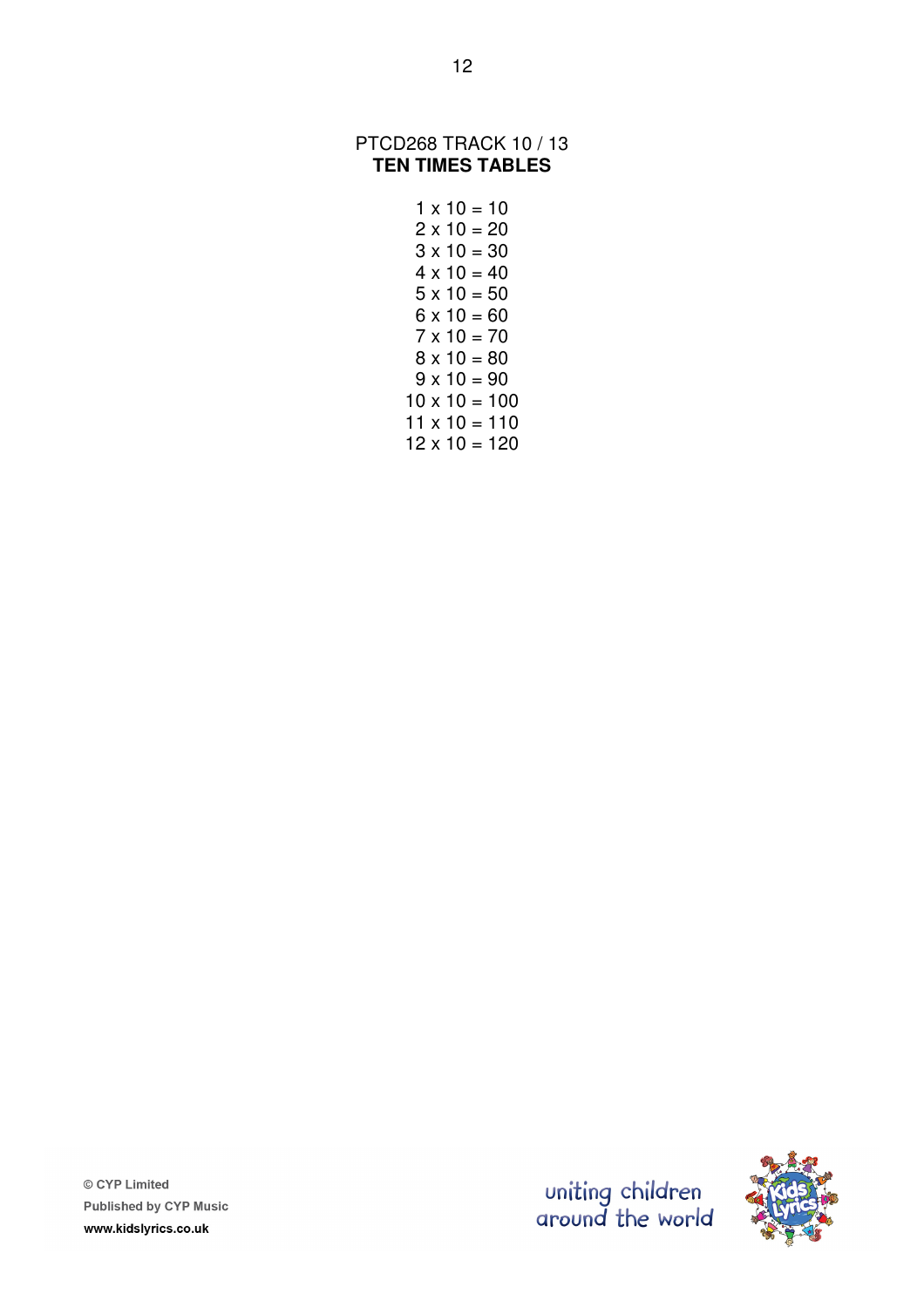PTCD268 TRACK 10 / 13

**TEN TIMES TABLES**

1 x 10 = 10
2 x 10 = 20
3 x 10 = 30
4 x 10 = 40
5 x 10 = 50
6 x 10 = 60
7 x 10 = 70
8 x 10 = 80
9 x 10 = 90
10 x 10 = 100
11 x 10 = 110
12 x 10 = 120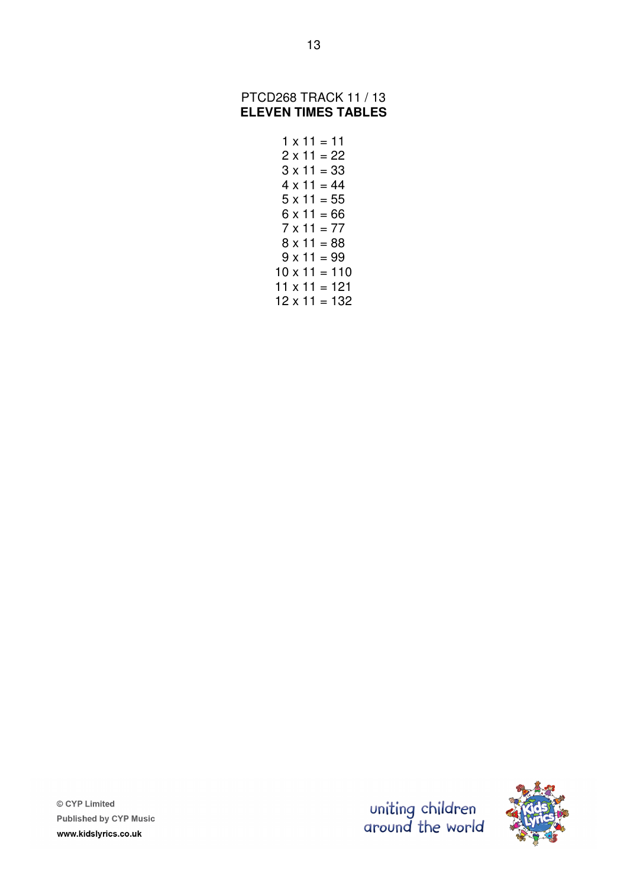PTCD268 TRACK 11 / 13

**ELEVEN TIMES TABLES**

1 x 11 = 11
2 x 11 = 22
3 x 11 = 33
4 x 11 = 44
5 x 11 = 55
6 x 11 = 66
7 x 11 = 77
8 x 11 = 88
9 x 11 = 99
10 x 11 = 110
11 x 11 = 121
12 x 11 = 132

© CYP Limited
Published by CYP Music
www.kidslyrics.co.uk

uniting children around the world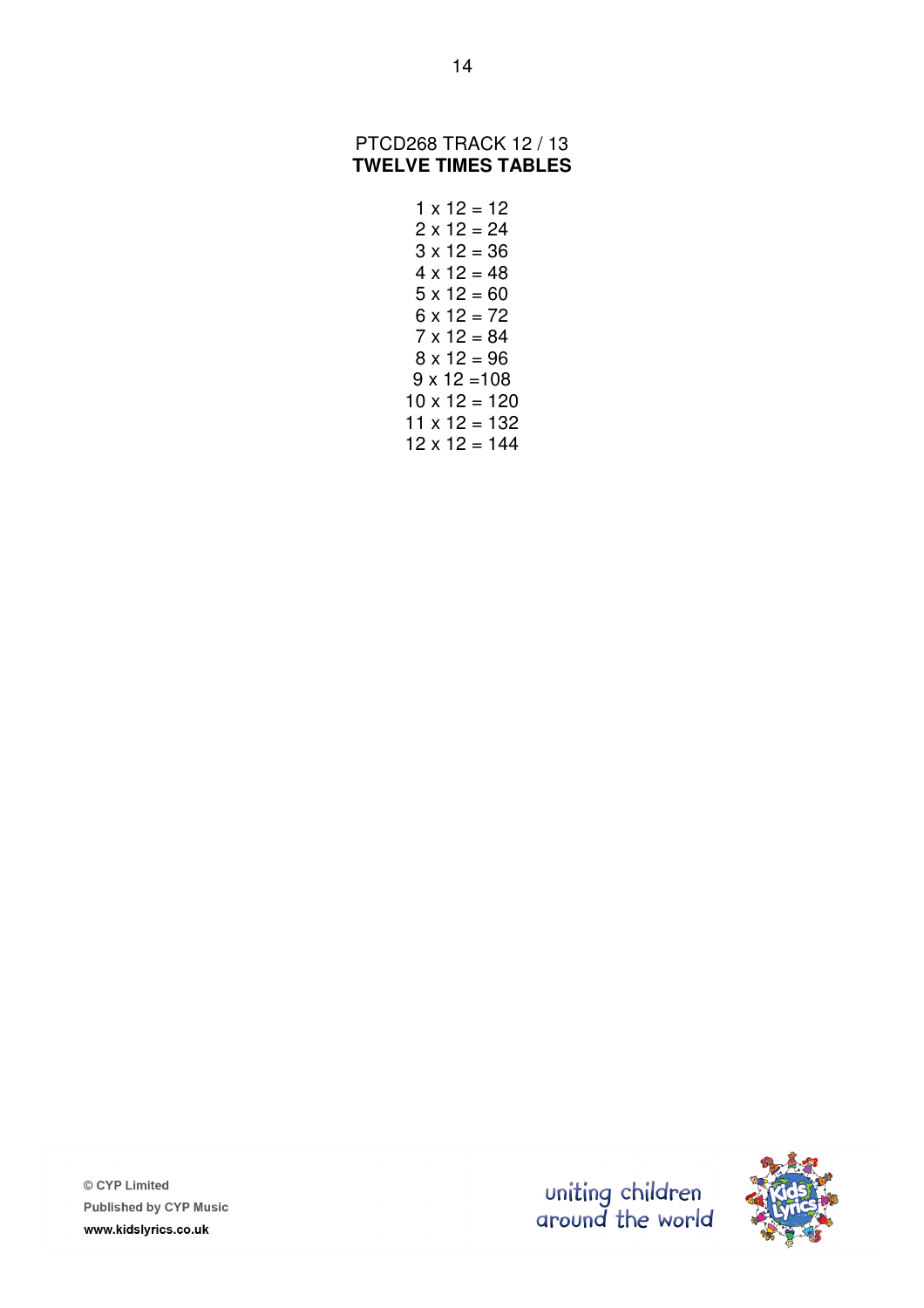PTCD268 TRACK 12 / 13

**TWELVE TIMES TABLES**

1 x 12 = 12
2 x 12 = 24
3 x 12 = 36
4 x 12 = 48
5 x 12 = 60
6 x 12 = 72
7 x 12 = 84
8 x 12 = 96
9 x 12 =108
10 x 12 = 120
11 x 12 = 132
12 x 12 = 144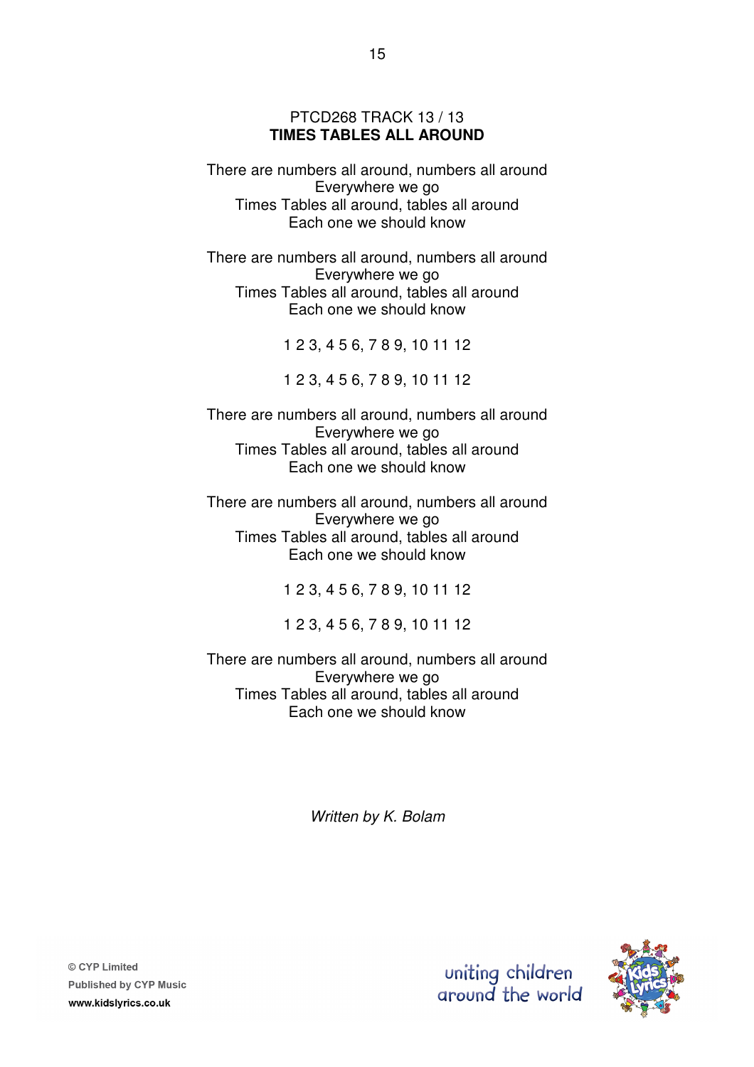PTCD268 TRACK 13 / 13

**TIMES TABLES ALL AROUND**

There are numbers all around, numbers all around
Everywhere we go
Times Tables all around, tables all around
Each one we should know

There are numbers all around, numbers all around
Everywhere we go
Times Tables all around, tables all around
Each one we should know

1 2 3, 4 5 6, 7 8 9, 10 11 12

1 2 3, 4 5 6, 7 8 9, 10 11 12

There are numbers all around, numbers all around
Everywhere we go
Times Tables all around, tables all around
Each one we should know

There are numbers all around, numbers all around
Everywhere we go
Times Tables all around, tables all around
Each one we should know

1 2 3, 4 5 6, 7 8 9, 10 11 12

1 2 3, 4 5 6, 7 8 9, 10 11 12

There are numbers all around, numbers all around
Everywhere we go
Times Tables all around, tables all around
Each one we should know

*Written by K. Bolam*

© CYP Limited
Published by CYP Music
www.kidslyrics.co.uk

uniting children around the world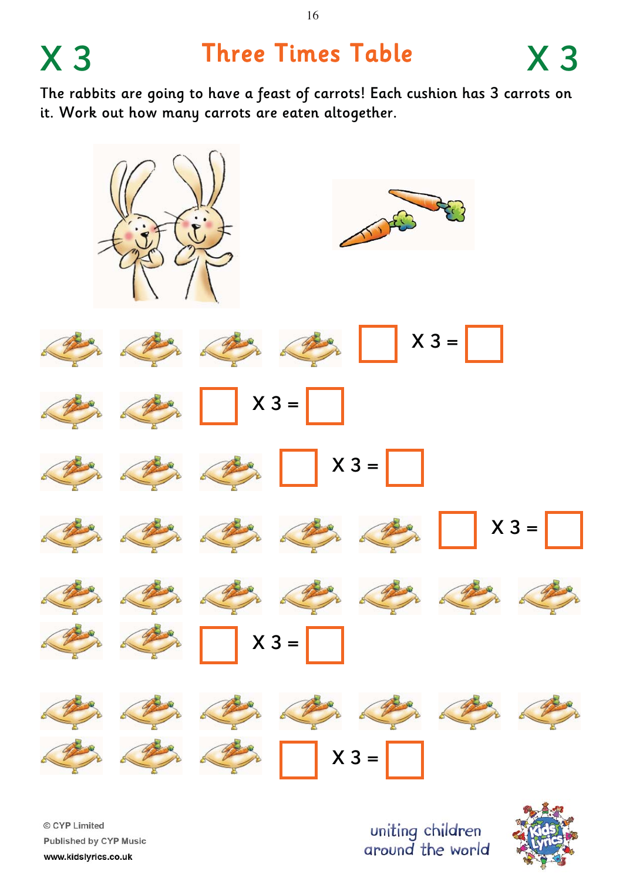# X 3 Three Times Table X 3

The rabbits are going to have a feast of carrots! Each cushion has 3 carrots on it. Work out how many carrots are eaten altogether.

☐ X 3 = ☐

☐ X 3 = ☐

☐ X 3 = ☐

☐ X 3 = ☐

☐ X 3 = ☐

☐ X 3 = ☐

© CYP Limited
Published by CYP Music
www.kidslyrics.co.uk

uniting children around the world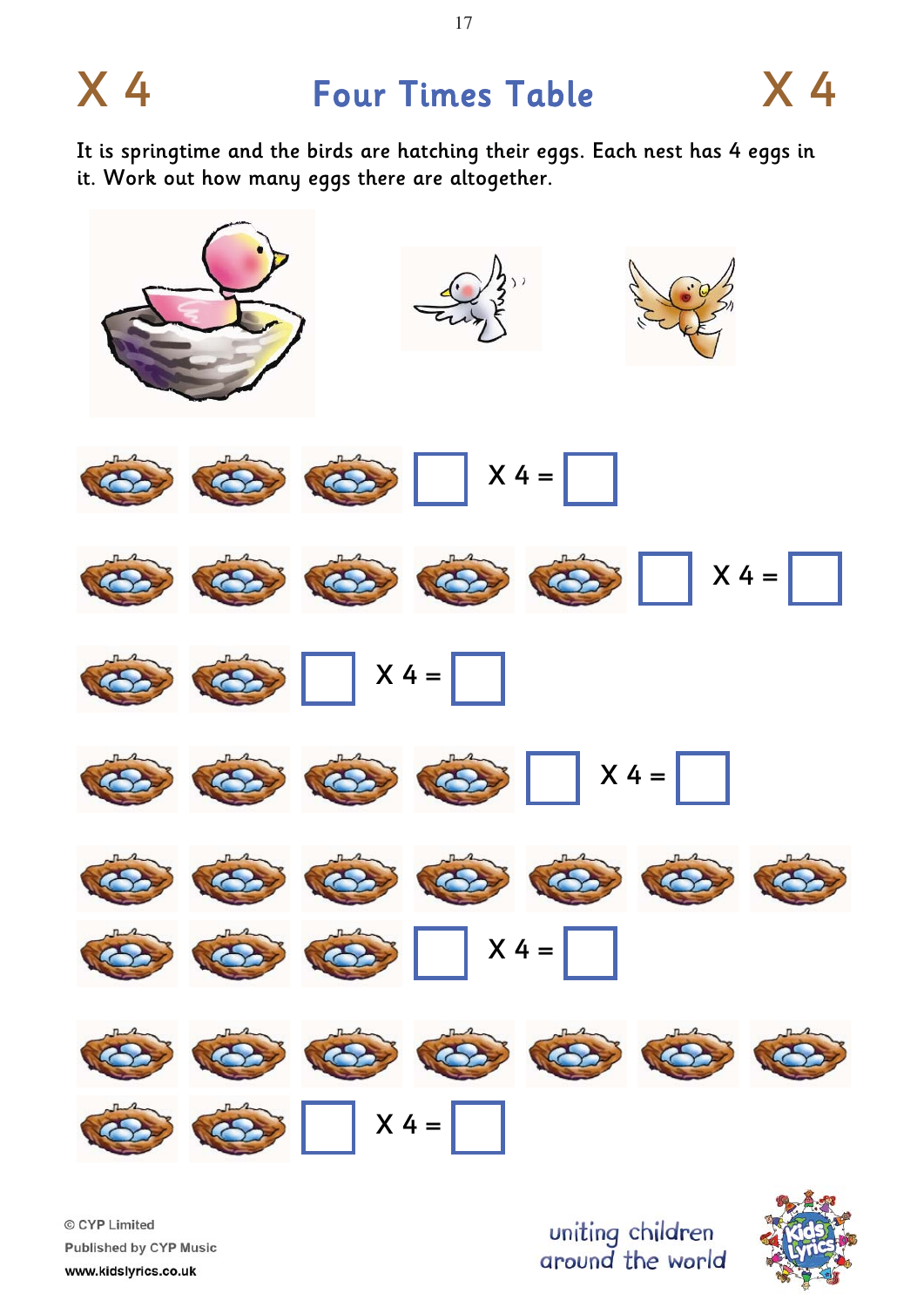# X 4 Four Times Table X 4

It is springtime and the birds are hatching their eggs. Each nest has 4 eggs in it. Work out how many eggs there are altogether.

☐ X 4 = ☐

☐ X 4 = ☐

☐ X 4 = ☐

☐ X 4 = ☐

☐ X 4 = ☐

☐ X 4 = ☐

© CYP Limited
Published by CYP Music
www.kidslyrics.co.uk

uniting children around the world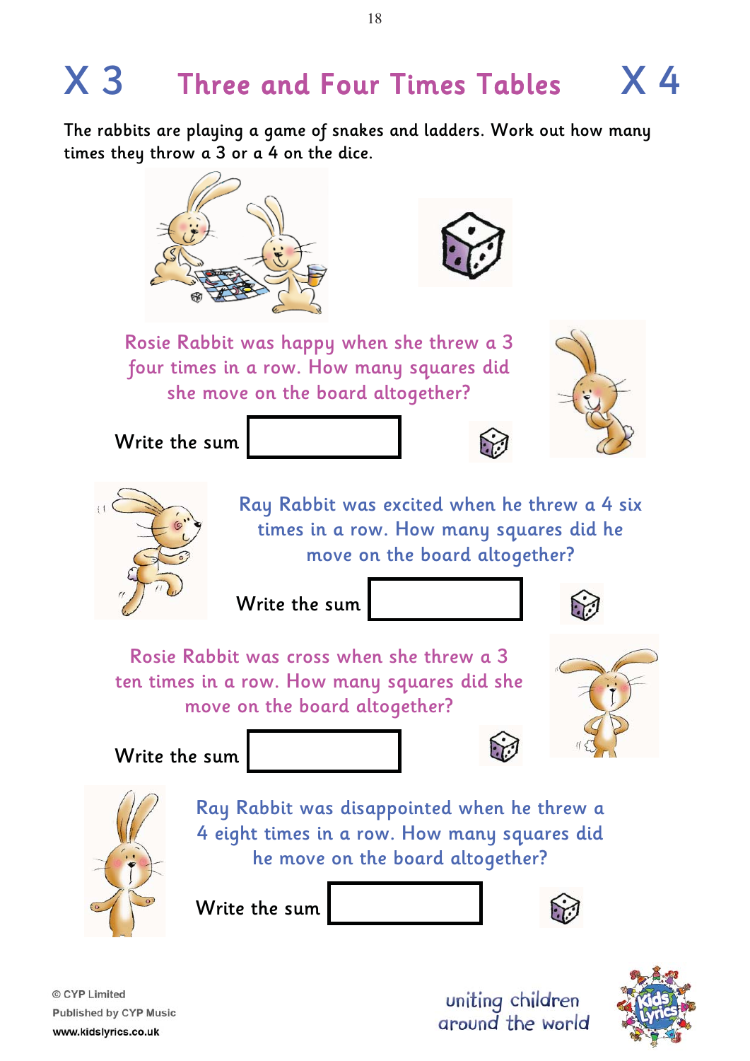# X 3 Three and Four Times Tables X 4

The rabbits are playing a game of snakes and ladders. Work out how many times they throw a 3 or a 4 on the dice.

Rosie Rabbit was happy when she threw a 3 four times in a row. How many squares did she move on the board altogether?

Write the sum

Ray Rabbit was excited when he threw a 4 six times in a row. How many squares did he move on the board altogether?

Write the sum

Rosie Rabbit was cross when she threw a 3 ten times in a row. How many squares did she move on the board altogether?

Write the sum

Ray Rabbit was disappointed when he threw a 4 eight times in a row. How many squares did he move on the board altogether?

Write the sum

© CYP Limited
Published by CYP Music
www.kidslyrics.co.uk

uniting children around the world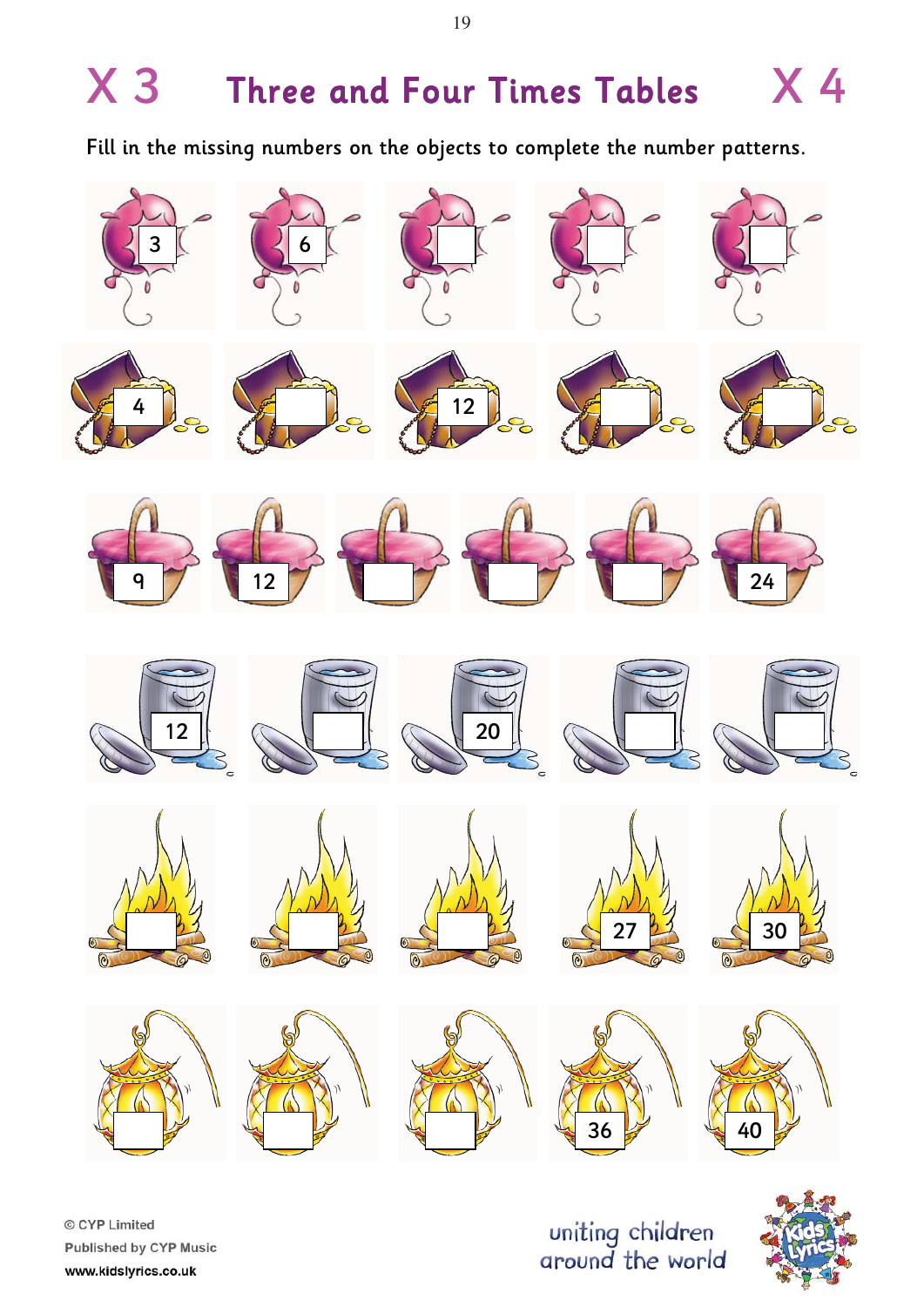# X 3 Three and Four Times Tables X 4

Fill in the missing numbers on the objects to complete the number patterns.

| | | | | | |
|---|---|---|---|---|---|
| 3 | 6 | | | | |
| 4 | | 12 | | | |
| 9 | 12 | | | | 24 |
| 12 | | 20 | | | |
| | | | 27 | 30 | |
| | | | 36 | 40 | |

© CYP Limited
Published by CYP Music
www.kidslyrics.co.uk

uniting children around the world